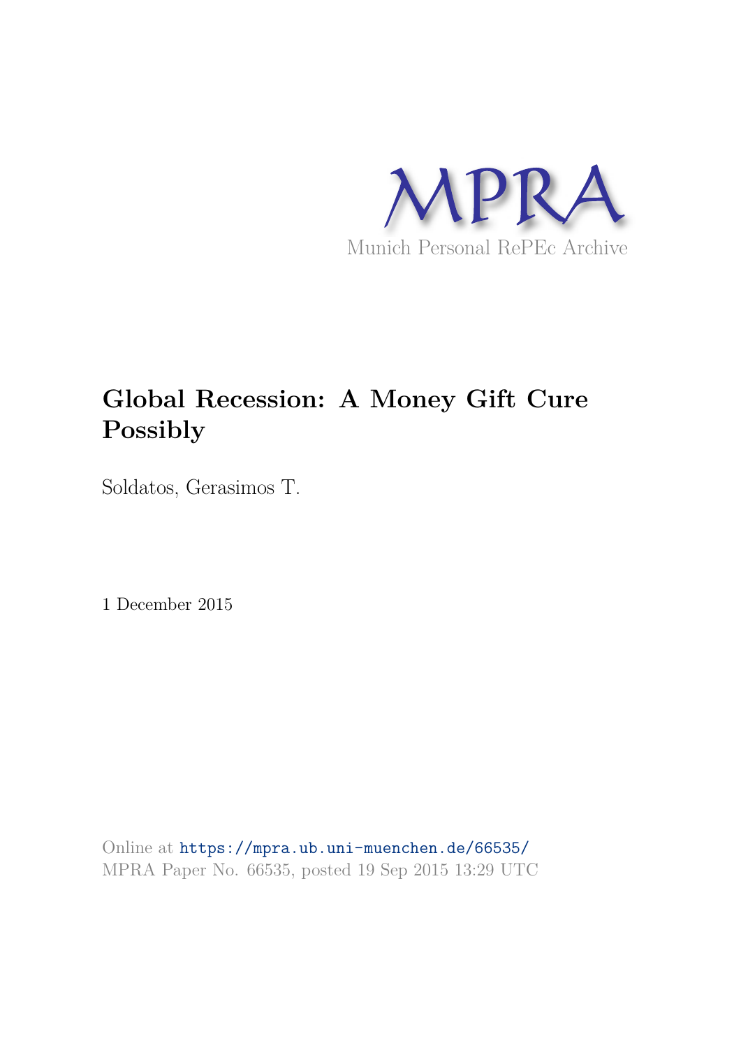MPRA

Munich Personal RePEc Archive

# Global Recession: A Money Gift Cure Possibly

Soldatos, Gerasimos T.

1 December 2015

Online at https://mpra.ub.uni-muenchen.de/66535/
MPRA Paper No. 66535, posted 19 Sep 2015 13:29 UTC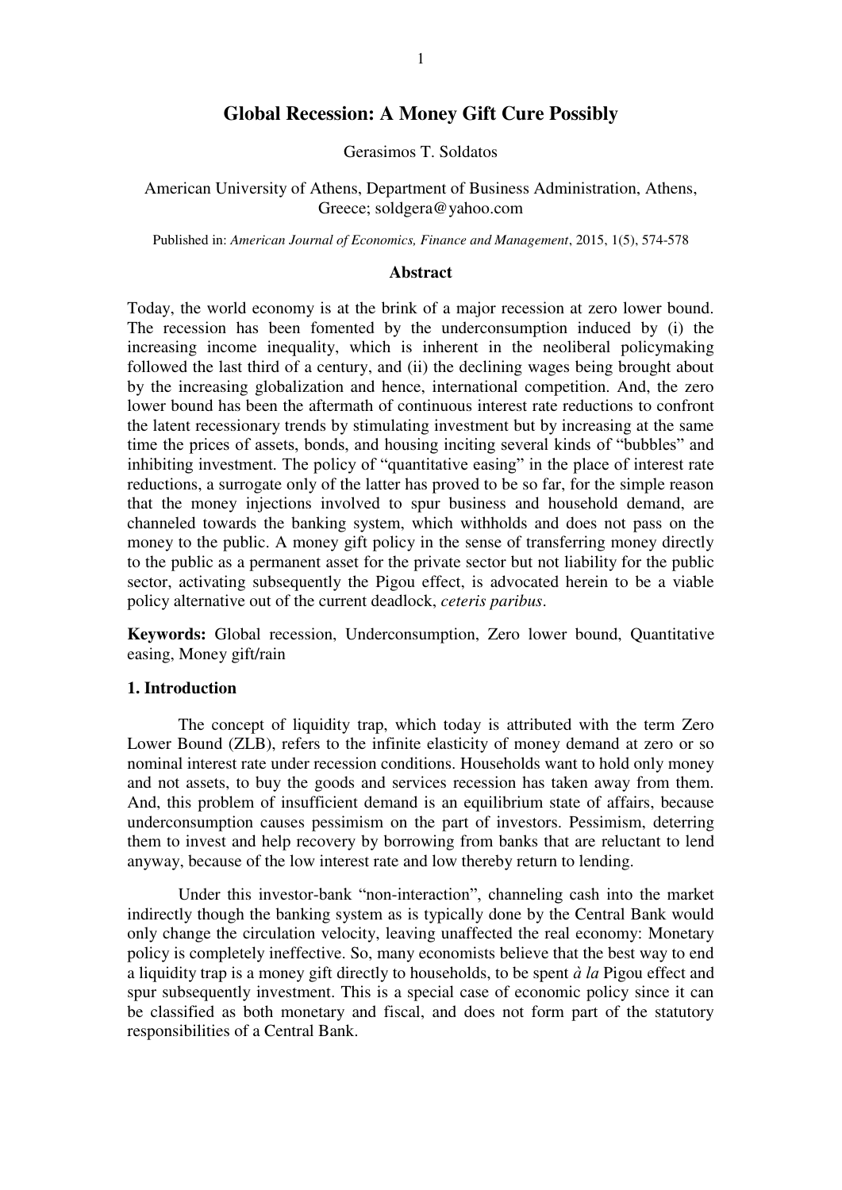# Global Recession: A Money Gift Cure Possibly

Gerasimos T. Soldatos

American University of Athens, Department of Business Administration, Athens, Greece; soldgera@yahoo.com

Published in: *American Journal of Economics, Finance and Management*, 2015, 1(5), 574-578

## Abstract

Today, the world economy is at the brink of a major recession at zero lower bound. The recession has been fomented by the underconsumption induced by (i) the increasing income inequality, which is inherent in the neoliberal policymaking followed the last third of a century, and (ii) the declining wages being brought about by the increasing globalization and hence, international competition. And, the zero lower bound has been the aftermath of continuous interest rate reductions to confront the latent recessionary trends by stimulating investment but by increasing at the same time the prices of assets, bonds, and housing inciting several kinds of "bubbles" and inhibiting investment. The policy of "quantitative easing" in the place of interest rate reductions, a surrogate only of the latter has proved to be so far, for the simple reason that the money injections involved to spur business and household demand, are channeled towards the banking system, which withholds and does not pass on the money to the public. A money gift policy in the sense of transferring money directly to the public as a permanent asset for the private sector but not liability for the public sector, activating subsequently the Pigou effect, is advocated herein to be a viable policy alternative out of the current deadlock, *ceteris paribus*.

**Keywords:** Global recession, Underconsumption, Zero lower bound, Quantitative easing, Money gift/rain

## 1. Introduction

The concept of liquidity trap, which today is attributed with the term Zero Lower Bound (ZLB), refers to the infinite elasticity of money demand at zero or so nominal interest rate under recession conditions. Households want to hold only money and not assets, to buy the goods and services recession has taken away from them. And, this problem of insufficient demand is an equilibrium state of affairs, because underconsumption causes pessimism on the part of investors. Pessimism, deterring them to invest and help recovery by borrowing from banks that are reluctant to lend anyway, because of the low interest rate and low thereby return to lending.

Under this investor-bank "non-interaction", channeling cash into the market indirectly though the banking system as is typically done by the Central Bank would only change the circulation velocity, leaving unaffected the real economy: Monetary policy is completely ineffective. So, many economists believe that the best way to end a liquidity trap is a money gift directly to households, to be spent *à la* Pigou effect and spur subsequently investment. This is a special case of economic policy since it can be classified as both monetary and fiscal, and does not form part of the statutory responsibilities of a Central Bank.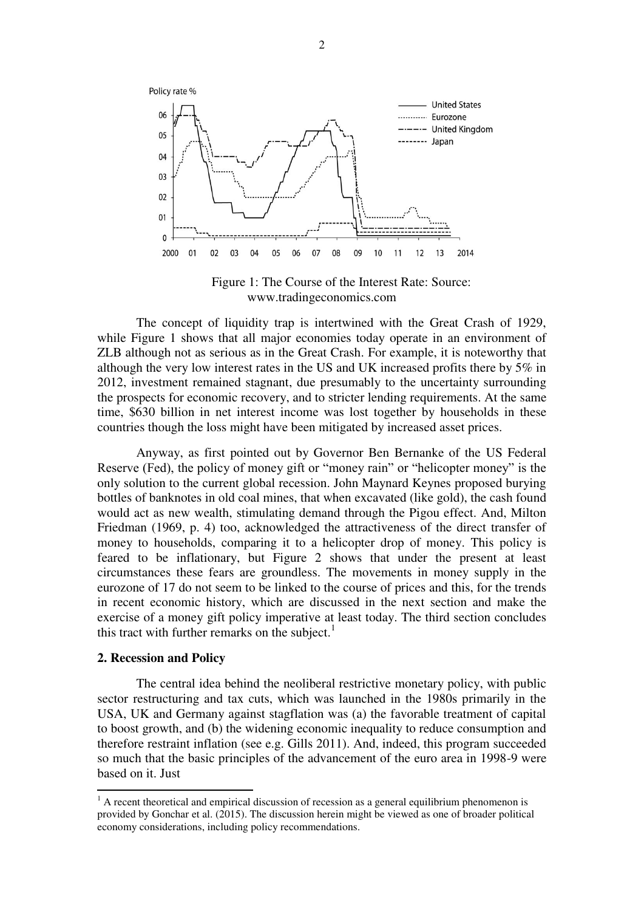Figure 1: The Course of the Interest Rate: Source: www.tradingeconomics.com

The concept of liquidity trap is intertwined with the Great Crash of 1929, while Figure 1 shows that all major economies today operate in an environment of ZLB although not as serious as in the Great Crash. For example, it is noteworthy that although the very low interest rates in the US and UK increased profits there by 5% in 2012, investment remained stagnant, due presumably to the uncertainty surrounding the prospects for economic recovery, and to stricter lending requirements. At the same time, $630 billion in net interest income was lost together by households in these countries though the loss might have been mitigated by increased asset prices.

Anyway, as first pointed out by Governor Ben Bernanke of the US Federal Reserve (Fed), the policy of money gift or "money rain" or "helicopter money" is the only solution to the current global recession. John Maynard Keynes proposed burying bottles of banknotes in old coal mines, that when excavated (like gold), the cash found would act as new wealth, stimulating demand through the Pigou effect. And, Milton Friedman (1969, p. 4) too, acknowledged the attractiveness of the direct transfer of money to households, comparing it to a helicopter drop of money. This policy is feared to be inflationary, but Figure 2 shows that under the present at least circumstances these fears are groundless. The movements in money supply in the eurozone of 17 do not seem to be linked to the course of prices and this, for the trends in recent economic history, which are discussed in the next section and make the exercise of a money gift policy imperative at least today. The third section concludes this tract with further remarks on the subject.[1]

## 2. Recession and Policy

The central idea behind the neoliberal restrictive monetary policy, with public sector restructuring and tax cuts, which was launched in the 1980s primarily in the USA, UK and Germany against stagflation was (a) the favorable treatment of capital to boost growth, and (b) the widening economic inequality to reduce consumption and therefore restraint inflation (see e.g. Gills 2011). And, indeed, this program succeeded so much that the basic principles of the advancement of the euro area in 1998-9 were based on it. Just

[1] A recent theoretical and empirical discussion of recession as a general equilibrium phenomenon is provided by Gonchar et al. (2015). The discussion herein might be viewed as one of broader political economy considerations, including policy recommendations.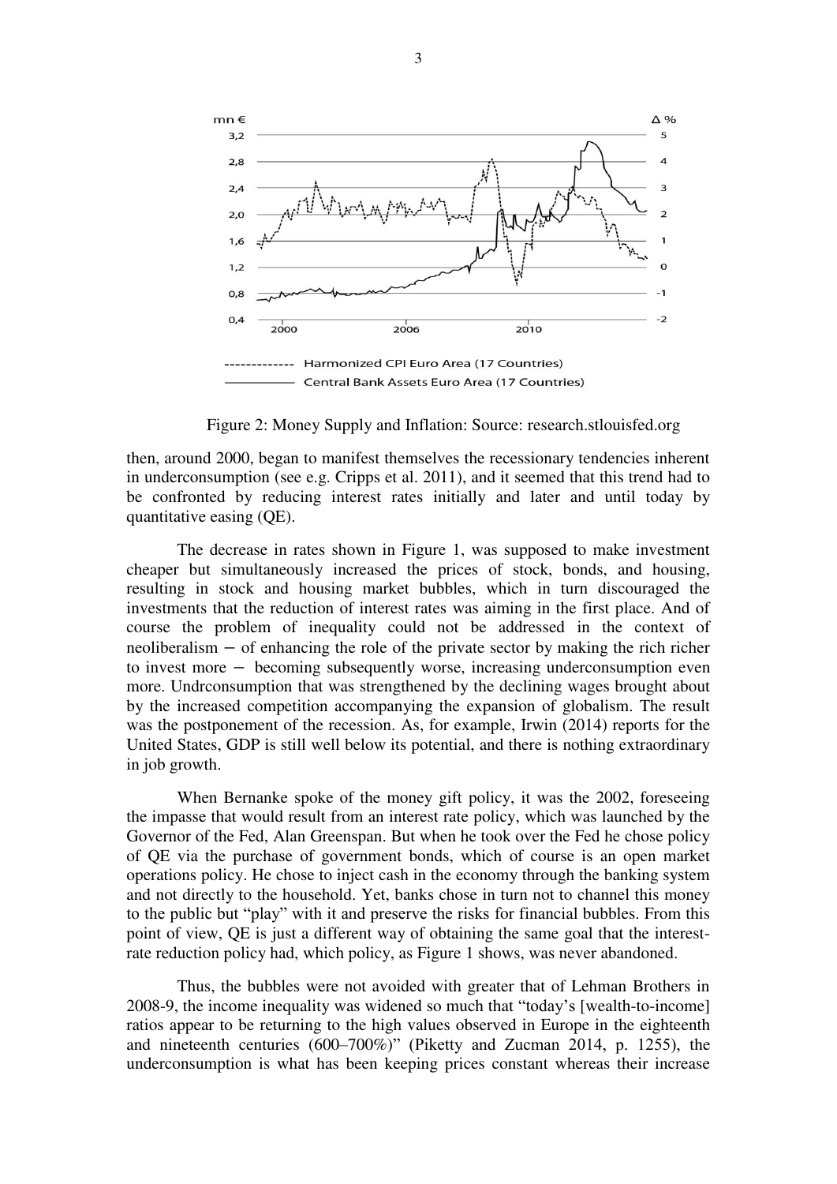Figure 2: Money Supply and Inflation: Source: research.stlouisfed.org

then, around 2000, began to manifest themselves the recessionary tendencies inherent in underconsumption (see e.g. Cripps et al. 2011), and it seemed that this trend had to be confronted by reducing interest rates initially and later and until today by quantitative easing (QE).

The decrease in rates shown in Figure 1, was supposed to make investment cheaper but simultaneously increased the prices of stock, bonds, and housing, resulting in stock and housing market bubbles, which in turn discouraged the investments that the reduction of interest rates was aiming in the first place. And of course the problem of inequality could not be addressed in the context of neoliberalism − of enhancing the role of the private sector by making the rich richer to invest more − becoming subsequently worse, increasing underconsumption even more. Undrconsumption that was strengthened by the declining wages brought about by the increased competition accompanying the expansion of globalism. The result was the postponement of the recession. As, for example, Irwin (2014) reports for the United States, GDP is still well below its potential, and there is nothing extraordinary in job growth.

When Bernanke spoke of the money gift policy, it was the 2002, foreseeing the impasse that would result from an interest rate policy, which was launched by the Governor of the Fed, Alan Greenspan. But when he took over the Fed he chose policy of QE via the purchase of government bonds, which of course is an open market operations policy. He chose to inject cash in the economy through the banking system and not directly to the household. Yet, banks chose in turn not to channel this money to the public but "play" with it and preserve the risks for financial bubbles. From this point of view, QE is just a different way of obtaining the same goal that the interest-rate reduction policy had, which policy, as Figure 1 shows, was never abandoned.

Thus, the bubbles were not avoided with greater that of Lehman Brothers in 2008-9, the income inequality was widened so much that "today's [wealth-to-income] ratios appear to be returning to the high values observed in Europe in the eighteenth and nineteenth centuries (600–700%)" (Piketty and Zucman 2014, p. 1255), the underconsumption is what has been keeping prices constant whereas their increase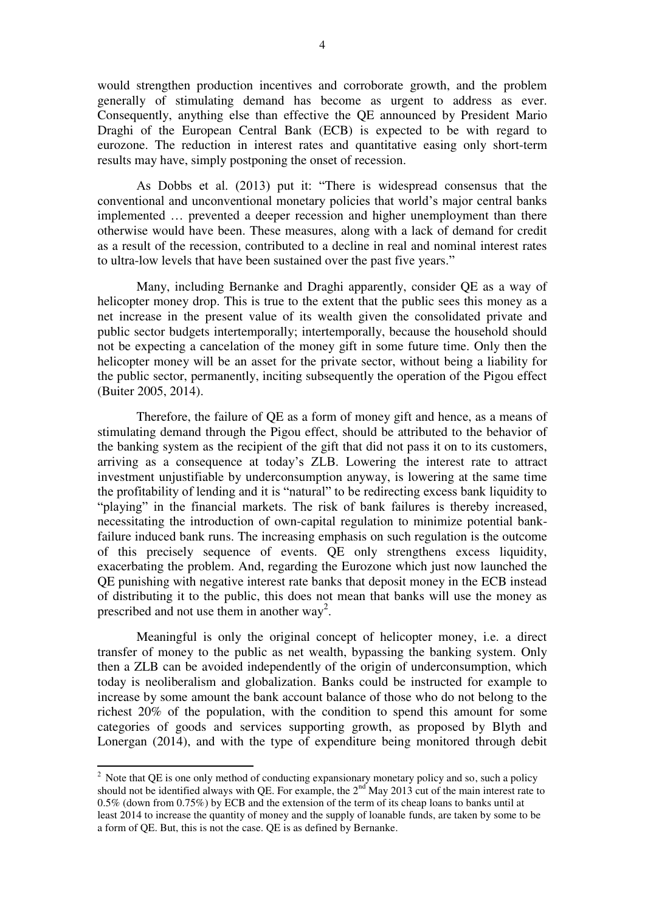would strengthen production incentives and corroborate growth, and the problem generally of stimulating demand has become as urgent to address as ever. Consequently, anything else than effective the QE announced by President Mario Draghi of the European Central Bank (ECB) is expected to be with regard to eurozone. The reduction in interest rates and quantitative easing only short-term results may have, simply postponing the onset of recession.

As Dobbs et al. (2013) put it: "There is widespread consensus that the conventional and unconventional monetary policies that world's major central banks implemented … prevented a deeper recession and higher unemployment than there otherwise would have been. These measures, along with a lack of demand for credit as a result of the recession, contributed to a decline in real and nominal interest rates to ultra-low levels that have been sustained over the past five years."

Many, including Bernanke and Draghi apparently, consider QE as a way of helicopter money drop. This is true to the extent that the public sees this money as a net increase in the present value of its wealth given the consolidated private and public sector budgets intertemporally; intertemporally, because the household should not be expecting a cancelation of the money gift in some future time. Only then the helicopter money will be an asset for the private sector, without being a liability for the public sector, permanently, inciting subsequently the operation of the Pigou effect (Buiter 2005, 2014).

Therefore, the failure of QE as a form of money gift and hence, as a means of stimulating demand through the Pigou effect, should be attributed to the behavior of the banking system as the recipient of the gift that did not pass it on to its customers, arriving as a consequence at today's ZLB. Lowering the interest rate to attract investment unjustifiable by underconsumption anyway, is lowering at the same time the profitability of lending and it is "natural" to be redirecting excess bank liquidity to "playing" in the financial markets. The risk of bank failures is thereby increased, necessitating the introduction of own-capital regulation to minimize potential bank-failure induced bank runs. The increasing emphasis on such regulation is the outcome of this precisely sequence of events. QE only strengthens excess liquidity, exacerbating the problem. And, regarding the Eurozone which just now launched the QE punishing with negative interest rate banks that deposit money in the ECB instead of distributing it to the public, this does not mean that banks will use the money as prescribed and not use them in another way[2].

Meaningful is only the original concept of helicopter money, i.e. a direct transfer of money to the public as net wealth, bypassing the banking system. Only then a ZLB can be avoided independently of the origin of underconsumption, which today is neoliberalism and globalization. Banks could be instructed for example to increase by some amount the bank account balance of those who do not belong to the richest 20% of the population, with the condition to spend this amount for some categories of goods and services supporting growth, as proposed by Blyth and Lonergan (2014), and with the type of expenditure being monitored through debit

---

[2] Note that QE is one only method of conducting expansionary monetary policy and so, such a policy should not be identified always with QE. For example, the 2nd May 2013 cut of the main interest rate to 0.5% (down from 0.75%) by ECB and the extension of the term of its cheap loans to banks until at least 2014 to increase the quantity of money and the supply of loanable funds, are taken by some to be a form of QE. But, this is not the case. QE is as defined by Bernanke.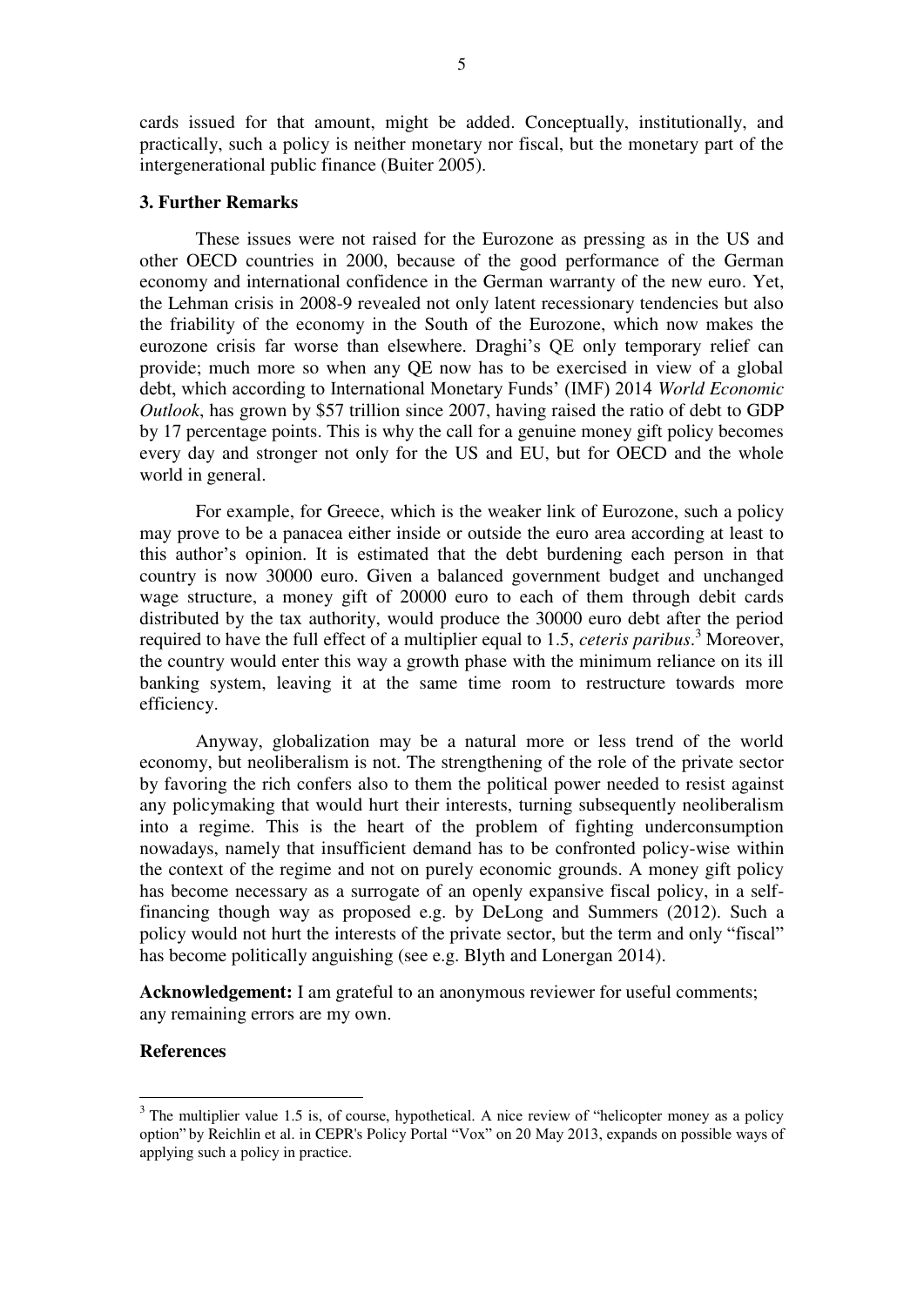cards issued for that amount, might be added. Conceptually, institutionally, and practically, such a policy is neither monetary nor fiscal, but the monetary part of the intergenerational public finance (Buiter 2005).

### 3. Further Remarks

These issues were not raised for the Eurozone as pressing as in the US and other OECD countries in 2000, because of the good performance of the German economy and international confidence in the German warranty of the new euro. Yet, the Lehman crisis in 2008-9 revealed not only latent recessionary tendencies but also the friability of the economy in the South of the Eurozone, which now makes the eurozone crisis far worse than elsewhere. Draghi's QE only temporary relief can provide; much more so when any QE now has to be exercised in view of a global debt, which according to International Monetary Funds' (IMF) 2014 *World Economic Outlook*, has grown by \$57 trillion since 2007, having raised the ratio of debt to GDP by 17 percentage points. This is why the call for a genuine money gift policy becomes every day and stronger not only for the US and EU, but for OECD and the whole world in general.

For example, for Greece, which is the weaker link of Eurozone, such a policy may prove to be a panacea either inside or outside the euro area according at least to this author's opinion. It is estimated that the debt burdening each person in that country is now 30000 euro. Given a balanced government budget and unchanged wage structure, a money gift of 20000 euro to each of them through debit cards distributed by the tax authority, would produce the 30000 euro debt after the period required to have the full effect of a multiplier equal to 1.5, *ceteris paribus*.[3] Moreover, the country would enter this way a growth phase with the minimum reliance on its ill banking system, leaving it at the same time room to restructure towards more efficiency.

Anyway, globalization may be a natural more or less trend of the world economy, but neoliberalism is not. The strengthening of the role of the private sector by favoring the rich confers also to them the political power needed to resist against any policymaking that would hurt their interests, turning subsequently neoliberalism into a regime. This is the heart of the problem of fighting underconsumption nowadays, namely that insufficient demand has to be confronted policy-wise within the context of the regime and not on purely economic grounds. A money gift policy has become necessary as a surrogate of an openly expansive fiscal policy, in a self-financing though way as proposed e.g. by DeLong and Summers (2012). Such a policy would not hurt the interests of the private sector, but the term and only "fiscal" has become politically anguishing (see e.g. Blyth and Lonergan 2014).

**Acknowledgement:** I am grateful to an anonymous reviewer for useful comments; any remaining errors are my own.

### References

[3] The multiplier value 1.5 is, of course, hypothetical. A nice review of "helicopter money as a policy option" by Reichlin et al. in CEPR's Policy Portal "Vox" on 20 May 2013, expands on possible ways of applying such a policy in practice.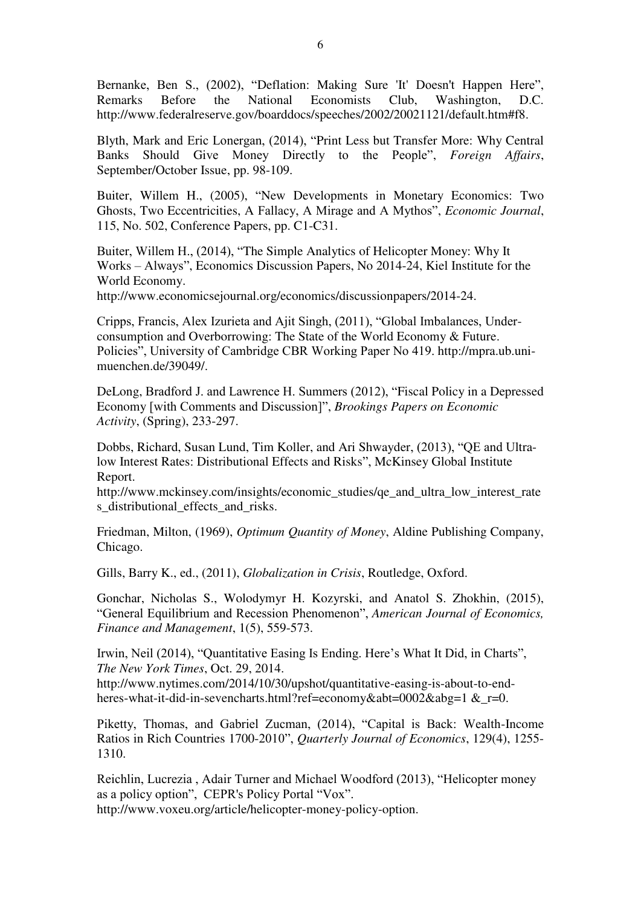Bernanke, Ben S., (2002), "Deflation: Making Sure 'It' Doesn't Happen Here", Remarks Before the National Economists Club, Washington, D.C. http://www.federalreserve.gov/boarddocs/speeches/2002/20021121/default.htm#f8.

Blyth, Mark and Eric Lonergan, (2014), "Print Less but Transfer More: Why Central Banks Should Give Money Directly to the People", *Foreign Affairs*, September/October Issue, pp. 98-109.

Buiter, Willem H., (2005), "New Developments in Monetary Economics: Two Ghosts, Two Eccentricities, A Fallacy, A Mirage and A Mythos", *Economic Journal*, 115, No. 502, Conference Papers, pp. C1-C31.

Buiter, Willem H., (2014), "The Simple Analytics of Helicopter Money: Why It Works – Always", Economics Discussion Papers, No 2014-24, Kiel Institute for the World Economy.
http://www.economicsejournal.org/economics/discussionpapers/2014-24.

Cripps, Francis, Alex Izurieta and Ajit Singh, (2011), "Global Imbalances, Under-consumption and Overborrowing: The State of the World Economy & Future. Policies", University of Cambridge CBR Working Paper No 419. http://mpra.ub.uni-muenchen.de/39049/.

DeLong, Bradford J. and Lawrence H. Summers (2012), "Fiscal Policy in a Depressed Economy [with Comments and Discussion]", *Brookings Papers on Economic Activity*, (Spring), 233-297.

Dobbs, Richard, Susan Lund, Tim Koller, and Ari Shwayder, (2013), "QE and Ultra-low Interest Rates: Distributional Effects and Risks", McKinsey Global Institute Report.
http://www.mckinsey.com/insights/economic_studies/qe_and_ultra_low_interest_rates_distributional_effects_and_risks.

Friedman, Milton, (1969), *Optimum Quantity of Money*, Aldine Publishing Company, Chicago.

Gills, Barry K., ed., (2011), *Globalization in Crisis*, Routledge, Oxford.

Gonchar, Nicholas S., Wolodymyr H. Kozyrski, and Anatol S. Zhokhin, (2015), "General Equilibrium and Recession Phenomenon", *American Journal of Economics, Finance and Management*, 1(5), 559-573.

Irwin, Neil (2014), "Quantitative Easing Is Ending. Here's What It Did, in Charts", *The New York Times*, Oct. 29, 2014.
http://www.nytimes.com/2014/10/30/upshot/quantitative-easing-is-about-to-end-heres-what-it-did-in-sevencharts.html?ref=economy&abt=0002&abg=1 &_r=0.

Piketty, Thomas, and Gabriel Zucman, (2014), "Capital is Back: Wealth-Income Ratios in Rich Countries 1700-2010", *Quarterly Journal of Economics*, 129(4), 1255-1310.

Reichlin, Lucrezia , Adair Turner and Michael Woodford (2013), "Helicopter money as a policy option", CEPR's Policy Portal "Vox".
http://www.voxeu.org/article/helicopter-money-policy-option.